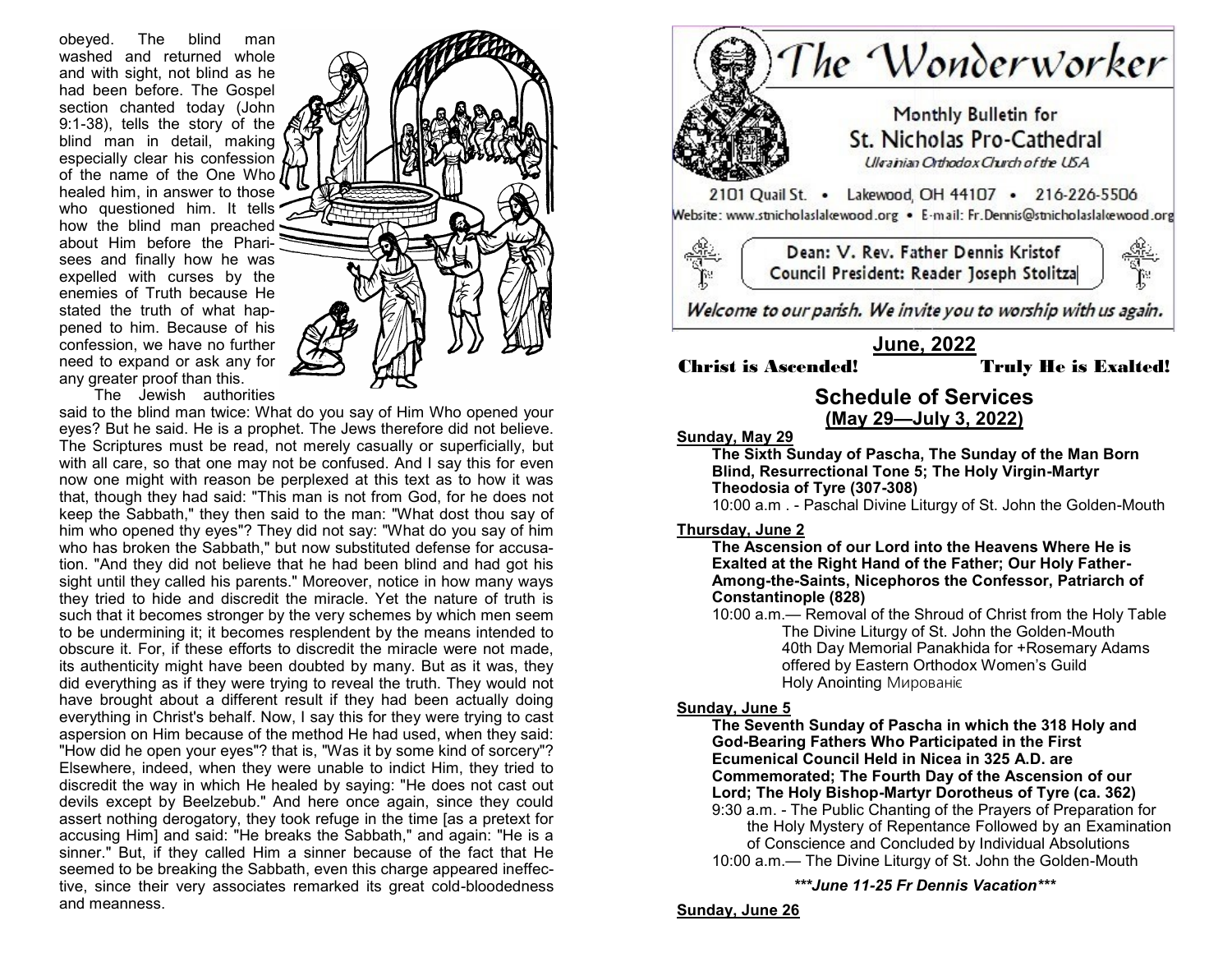obeyed. The blind man washed and returned whole and with sight, not blind as he had been before. The Gospel section chanted today (John 9:1-38), tells the story of the blind man in detail, making especially clear his confession of the name of the One Who healed him, in answer to those who questioned him. It tells how the blind man preached about Him before the Pharisees and finally how he was expelled with curses by the enemies of Truth because He stated the truth of what happened to him. Because of his confession, we have no further need to expand or ask any for any greater proof than this.

The Jewish authorities said to the blind man twice: What do you say of Him Who opened your eyes? But he said. He is a prophet. The Jews therefore did not believe. The Scriptures must be read, not merely casually or superficially, but with all care, so that one may not be confused. And I say this for even now one might with reason be perplexed at this text as to how it was that, though they had said: "This man is not from God, for he does not keep the Sabbath," they then said to the man: "What dost thou say of him who opened thy eyes"? They did not say: "What do you say of him who has broken the Sabbath," but now substituted defense for accusation. "And they did not believe that he had been blind and had got his sight until they called his parents." Moreover, notice in how many ways they tried to hide and discredit the miracle. Yet the nature of truth is such that it becomes stronger by the very schemes by which men seem to be undermining it; it becomes resplendent by the means intended to obscure it. For, if these efforts to discredit the miracle were not made, its authenticity might have been doubted by many. But as it was, they did everything as if they were trying to reveal the truth. They would not have brought about a different result if they had been actually doing everything in Christ's behalf. Now, I say this for they were trying to cast aspersion on Him because of the method He had used, when they said: "How did he open your eyes"? that is, "Was it by some kind of sorcery"? Elsewhere, indeed, when they were unable to indict Him, they tried to discredit the way in which He healed by saying: "He does not cast out devils except by Beelzebub." And here once again, since they could assert nothing derogatory, they took refuge in the time [as a pretext for accusing Him] and said: "He breaks the Sabbath," and again: "He is a sinner." But, if they called Him a sinner because of the fact that He seemed to be breaking the Sabbath, even this charge appeared ineffective, since their very associates remarked its great cold-bloodedness and meanness.

# The Wonderworker

Monthly Bulletin for
St. Nicholas Pro-Cathedral
*Ukrainian Orthodox Church of the USA*

2101 Quail St. • Lakewood, OH 44107 • 216-226-5506
Website: www.stnicholaslakewood.org • E-mail: Fr.Dennis@stnicholaslakewood.org

Dean: V. Rev. Father Dennis Kristof
Council President: Reader Joseph Stolitza

*Welcome to our parish. We invite you to worship with us again.*

## June, 2022

**Christ is Ascended!** **Truly He is Exalted!**

## Schedule of Services
**(May 29—July 3, 2022)**

**Sunday, May 29**

**The Sixth Sunday of Pascha, The Sunday of the Man Born Blind, Resurrectional Tone 5; The Holy Virgin-Martyr Theodosia of Tyre (307-308)**

10:00 a.m . - Paschal Divine Liturgy of St. John the Golden-Mouth

**Thursday, June 2**

**The Ascension of our Lord into the Heavens Where He is Exalted at the Right Hand of the Father; Our Holy Father-Among-the-Saints, Nicephoros the Confessor, Patriarch of Constantinople (828)**

10:00 a.m.— Removal of the Shroud of Christ from the Holy Table
The Divine Liturgy of St. John the Golden-Mouth
40th Day Memorial Panakhida for +Rosemary Adams offered by Eastern Orthodox Women's Guild
Holy Anointing Мированіє

**Sunday, June 5**

**The Seventh Sunday of Pascha in which the 318 Holy and God-Bearing Fathers Who Participated in the First Ecumenical Council Held in Nicea in 325 A.D. are Commemorated; The Fourth Day of the Ascension of our Lord; The Holy Bishop-Martyr Dorotheus of Tyre (ca. 362)**

9:30 a.m. - The Public Chanting of the Prayers of Preparation for the Holy Mystery of Repentance Followed by an Examination of Conscience and Concluded by Individual Absolutions
10:00 a.m.— The Divine Liturgy of St. John the Golden-Mouth

***\*\*\*June 11-25 Fr Dennis Vacation\*\*\****

**Sunday, June 26**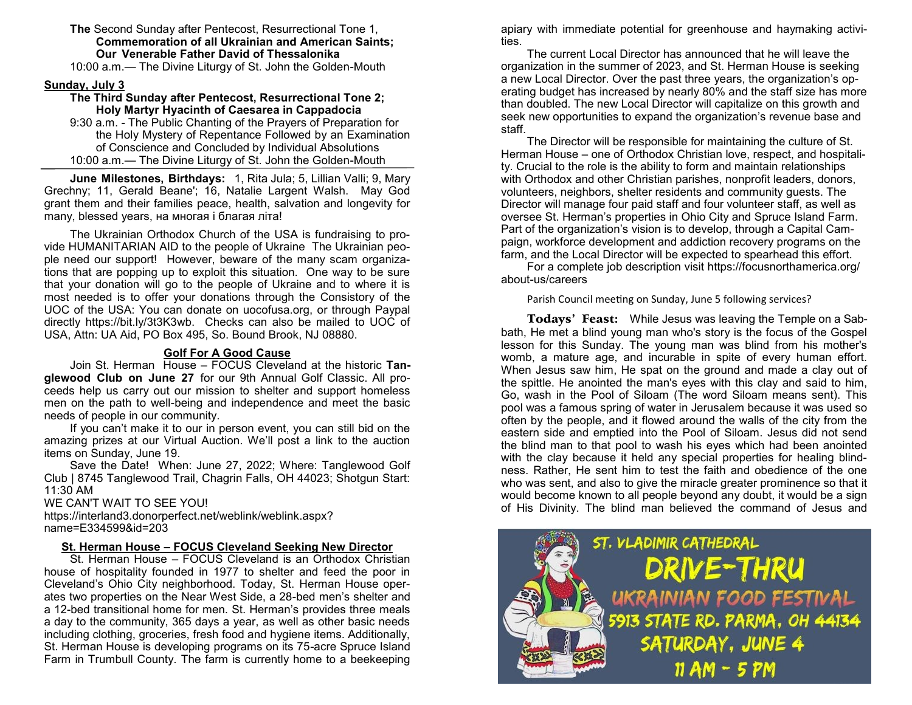**The** Second Sunday after Pentecost, Resurrectional Tone 1, **Commemoration of all Ukrainian and American Saints; Our Venerable Father David of Thessalonika**

10:00 a.m.— The Divine Liturgy of St. John the Golden-Mouth

**Sunday, July 3**

**The Third Sunday after Pentecost, Resurrectional Tone 2; Holy Martyr Hyacinth of Caesarea in Cappadocia**

9:30 a.m. - The Public Chanting of the Prayers of Preparation for the Holy Mystery of Repentance Followed by an Examination of Conscience and Concluded by Individual Absolutions

10:00 a.m.— The Divine Liturgy of St. John the Golden-Mouth

---

**June Milestones, Birthdays:** 1, Rita Jula; 5, Lillian Valli; 9, Mary Grechny; 11, Gerald Beane'; 16, Natalie Largent Walsh. May God grant them and their families peace, health, salvation and longevity for many, blessed years, на многая і благая літа!

The Ukrainian Orthodox Church of the USA is fundraising to provide HUMANITARIAN AID to the people of Ukraine The Ukrainian people need our support! However, beware of the many scam organizations that are popping up to exploit this situation. One way to be sure that your donation will go to the people of Ukraine and to where it is most needed is to offer your donations through the Consistory of the UOC of the USA: You can donate on uocofusa.org, or through Paypal directly https://bit.ly/3t3K3wb. Checks can also be mailed to UOC of USA, Attn: UA Aid, PO Box 495, So. Bound Brook, NJ 08880.

**Golf For A Good Cause**

Join St. Herman House – FOCUS Cleveland at the historic **Tanglewood Club on June 27** for our 9th Annual Golf Classic. All proceeds help us carry out our mission to shelter and support homeless men on the path to well-being and independence and meet the basic needs of people in our community.

If you can't make it to our in person event, you can still bid on the amazing prizes at our Virtual Auction. We'll post a link to the auction items on Sunday, June 19.

Save the Date! When: June 27, 2022; Where: Tanglewood Golf Club | 8745 Tanglewood Trail, Chagrin Falls, OH 44023; Shotgun Start: 11:30 AM

WE CAN'T WAIT TO SEE YOU!

https://interland3.donorperfect.net/weblink/weblink.aspx?name=E334599&id=203

**St. Herman House – FOCUS Cleveland Seeking New Director**

St. Herman House – FOCUS Cleveland is an Orthodox Christian house of hospitality founded in 1977 to shelter and feed the poor in Cleveland's Ohio City neighborhood. Today, St. Herman House operates two properties on the Near West Side, a 28-bed men's shelter and a 12-bed transitional home for men. St. Herman's provides three meals a day to the community, 365 days a year, as well as other basic needs including clothing, groceries, fresh food and hygiene items. Additionally, St. Herman House is developing programs on its 75-acre Spruce Island Farm in Trumbull County. The farm is currently home to a beekeeping apiary with immediate potential for greenhouse and haymaking activities.

The current Local Director has announced that he will leave the organization in the summer of 2023, and St. Herman House is seeking a new Local Director. Over the past three years, the organization's operating budget has increased by nearly 80% and the staff size has more than doubled. The new Local Director will capitalize on this growth and seek new opportunities to expand the organization's revenue base and staff.

The Director will be responsible for maintaining the culture of St. Herman House – one of Orthodox Christian love, respect, and hospitality. Crucial to the role is the ability to form and maintain relationships with Orthodox and other Christian parishes, nonprofit leaders, donors, volunteers, neighbors, shelter residents and community guests. The Director will manage four paid staff and four volunteer staff, as well as oversee St. Herman's properties in Ohio City and Spruce Island Farm. Part of the organization's vision is to develop, through a Capital Campaign, workforce development and addiction recovery programs on the farm, and the Local Director will be expected to spearhead this effort.

For a complete job description visit https://focusnorthamerica.org/about-us/careers

Parish Council meeting on Sunday, June 5 following services?

**Todays' Feast:** While Jesus was leaving the Temple on a Sabbath, He met a blind young man who's story is the focus of the Gospel lesson for this Sunday. The young man was blind from his mother's womb, a mature age, and incurable in spite of every human effort. When Jesus saw him, He spat on the ground and made a clay out of the spittle. He anointed the man's eyes with this clay and said to him, Go, wash in the Pool of Siloam (The word Siloam means sent). This pool was a famous spring of water in Jerusalem because it was used so often by the people, and it flowed around the walls of the city from the eastern side and emptied into the Pool of Siloam. Jesus did not send the blind man to that pool to wash his eyes which had been anointed with the clay because it held any special properties for healing blindness. Rather, He sent him to test the faith and obedience of the one who was sent, and also to give the miracle greater prominence so that it would become known to all people beyond any doubt, it would be a sign of His Divinity. The blind man believed the command of Jesus and

ST. VLADIMIR CATHEDRAL
DRIVE-THRU
UKRAINIAN FOOD FESTIVAL
5913 STATE RD. PARMA, OH 44134
SATURDAY, JUNE 4
11 AM - 5 PM